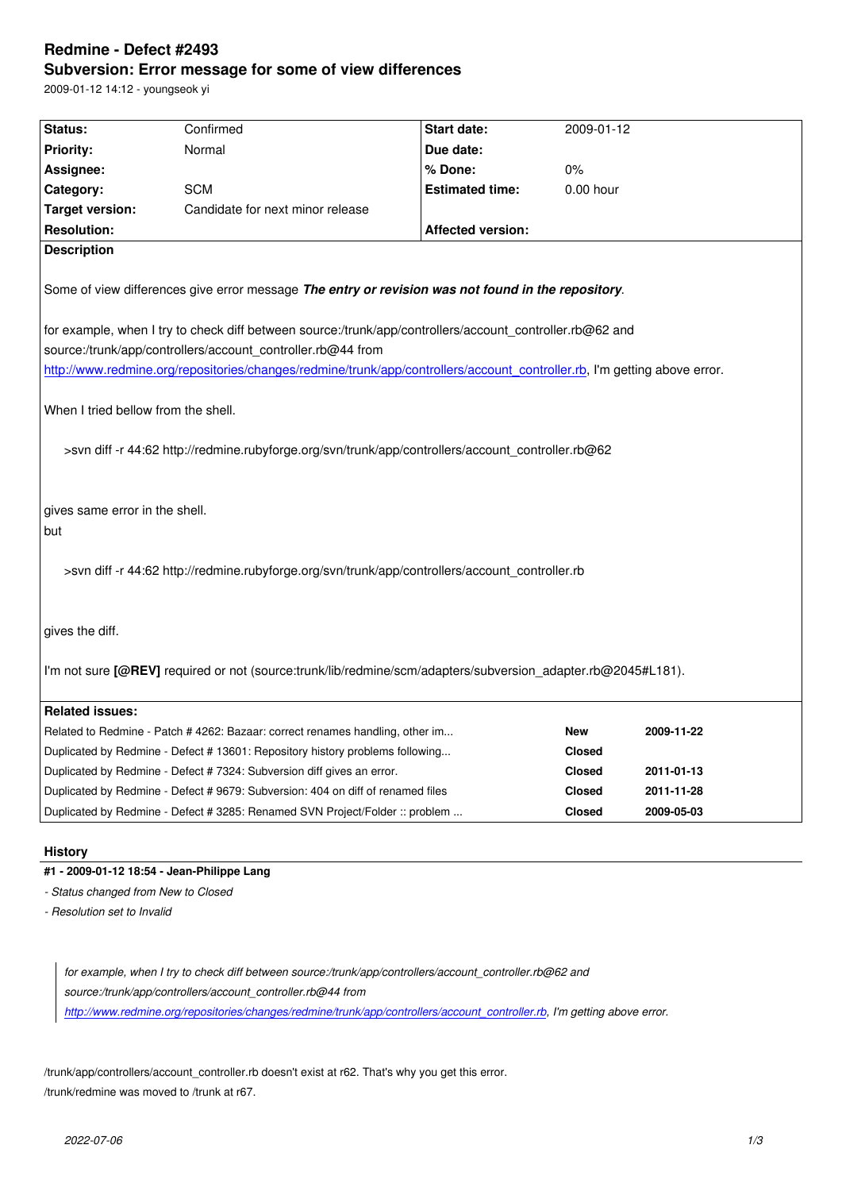# Redmine - Defect #2493

## Subversion: Error message for some of view differences

2009-01-12 14:12 - youngseok yi

| Status: | Confirmed | Start date: | 2009-01-12 |
|---|---|---|---|
| Priority: | Normal | Due date: | |
| Assignee: | | % Done: | 0% |
| Category: | SCM | Estimated time: | 0.00 hour |
| Target version: | Candidate for next minor release | | |
| Resolution: | | Affected version: | |

**Description**

Some of view differences give error message ***The entry or revision was not found in the repository***.

for example, when I try to check diff between source:/trunk/app/controllers/account_controller.rb@62 and source:/trunk/app/controllers/account_controller.rb@44 from http://www.redmine.org/repositories/changes/redmine/trunk/app/controllers/account_controller.rb, I'm getting above error.

When I tried bellow from the shell.

```
>svn diff -r 44:62 http://redmine.rubyforge.org/svn/trunk/app/controllers/account_controller.rb@62
```

gives same error in the shell.
but

```
>svn diff -r 44:62 http://redmine.rubyforge.org/svn/trunk/app/controllers/account_controller.rb
```

gives the diff.

I'm not sure **[@REV]** required or not (source:trunk/lib/redmine/scm/adapters/subversion_adapter.rb@2045#L181).

**Related issues:**

| | | |
|---|---|---|
| Related to Redmine - Patch # 4262: Bazaar: correct renames handling, other im... | **New** | **2009-11-22** |
| Duplicated by Redmine - Defect # 13601: Repository history problems following... | **Closed** | |
| Duplicated by Redmine - Defect # 7324: Subversion diff gives an error. | **Closed** | **2011-01-13** |
| Duplicated by Redmine - Defect # 9679: Subversion: 404 on diff of renamed files | **Closed** | **2011-11-28** |
| Duplicated by Redmine - Defect # 3285: Renamed SVN Project/Folder :: problem ... | **Closed** | **2009-05-03** |

## History

**#1 - 2009-01-12 18:54 - Jean-Philippe Lang**

- *Status changed from New to Closed*
- *Resolution set to Invalid*

> *for example, when I try to check diff between source:/trunk/app/controllers/account_controller.rb@62 and source:/trunk/app/controllers/account_controller.rb@44 from http://www.redmine.org/repositories/changes/redmine/trunk/app/controllers/account_controller.rb, I'm getting above error.*

/trunk/app/controllers/account_controller.rb doesn't exist at r62. That's why you get this error.
/trunk/redmine was moved to /trunk at r67.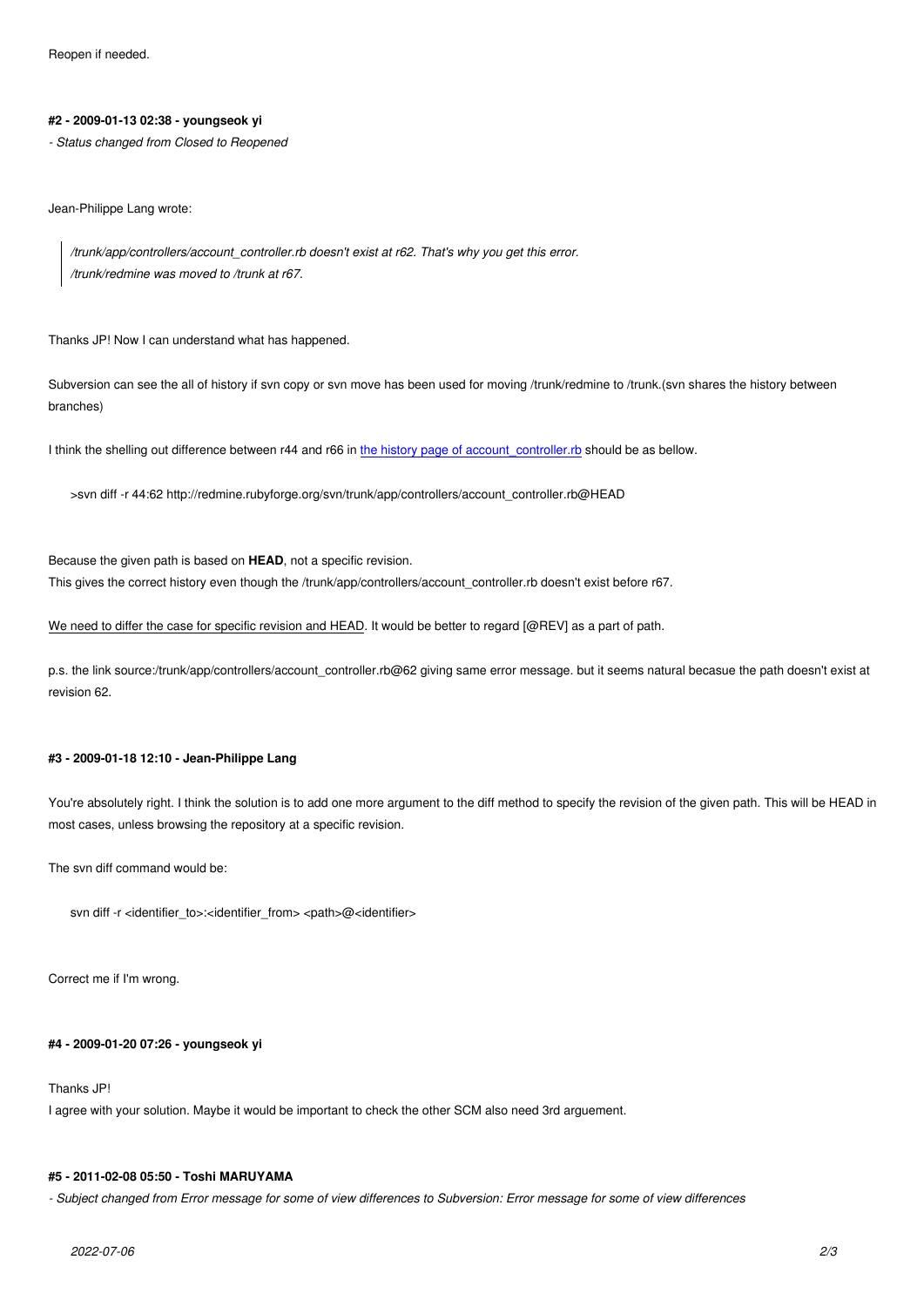Reopen if needed.

#### #2 - 2009-01-13 02:38 - youngseok yi

*- Status changed from Closed to Reopened*

Jean-Philippe Lang wrote:

> */trunk/app/controllers/account_controller.rb doesn't exist at r62. That's why you get this error.*
> */trunk/redmine was moved to /trunk at r67.*

Thanks JP! Now I can understand what has happened.

Subversion can see the all of history if svn copy or svn move has been used for moving /trunk/redmine to /trunk.(svn shares the history between branches)

I think the shelling out difference between r44 and r66 in [the history page of account_controller.rb]() should be as bellow.

```
>svn diff -r 44:62 http://redmine.rubyforge.org/svn/trunk/app/controllers/account_controller.rb@HEAD
```

Because the given path is based on **HEAD**, not a specific revision.
This gives the correct history even though the /trunk/app/controllers/account_controller.rb doesn't exist before r67.

<u>We need to differ the case for specific revision and HEAD</u>. It would be better to regard [@REV] as a part of path.

p.s. the link source:/trunk/app/controllers/account_controller.rb@62 giving same error message. but it seems natural becasue the path doesn't exist at revision 62.

#### #3 - 2009-01-18 12:10 - Jean-Philippe Lang

You're absolutely right. I think the solution is to add one more argument to the diff method to specify the revision of the given path. This will be HEAD in most cases, unless browsing the repository at a specific revision.

The svn diff command would be:

```
svn diff -r <identifier_to>:<identifier_from> <path>@<identifier>
```

Correct me if I'm wrong.

#### #4 - 2009-01-20 07:26 - youngseok yi

Thanks JP!
I agree with your solution. Maybe it would be important to check the other SCM also need 3rd arguement.

#### #5 - 2011-02-08 05:50 - Toshi MARUYAMA

*- Subject changed from Error message for some of view differences to Subversion: Error message for some of view differences*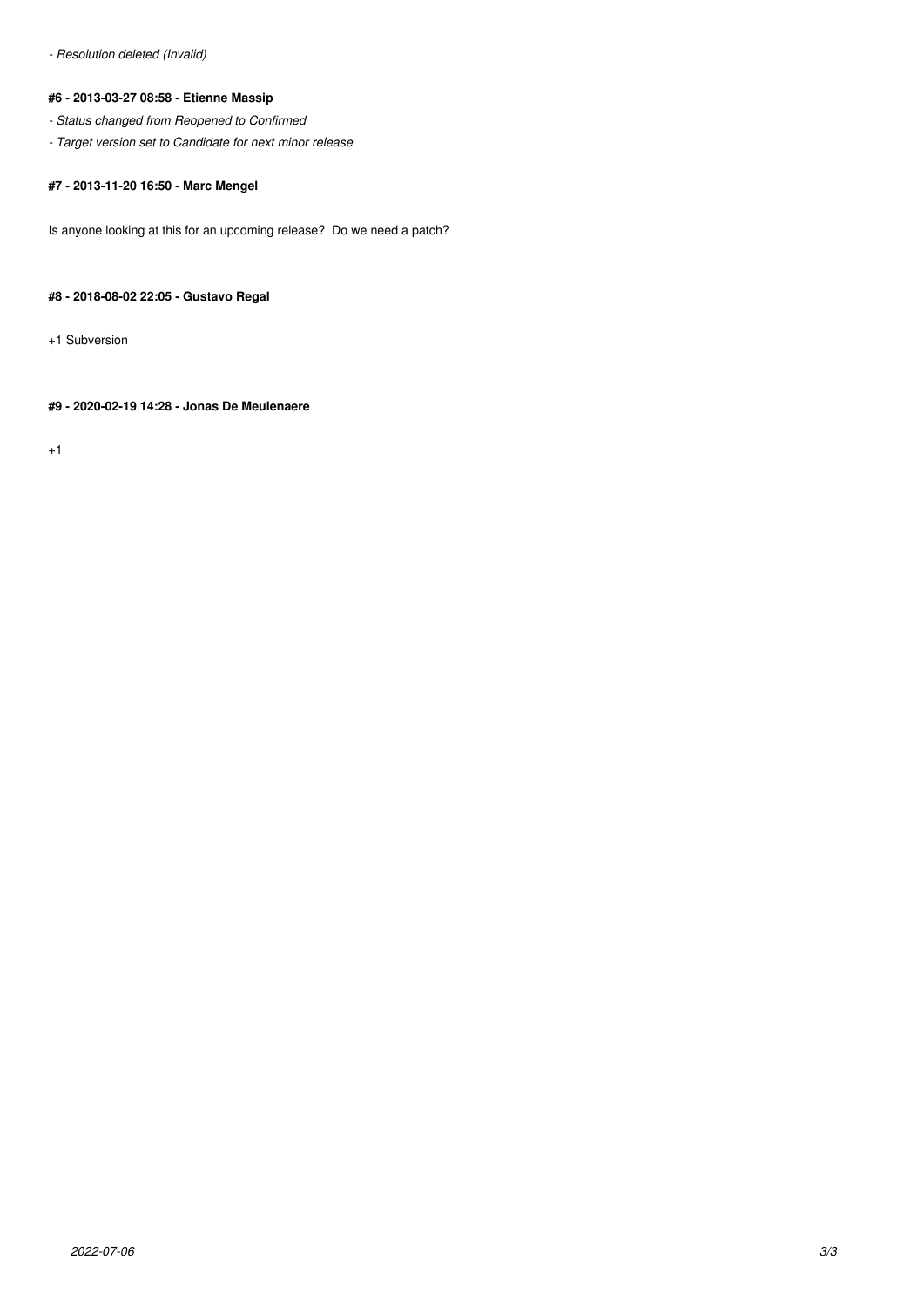*- Resolution deleted (Invalid)*

#### #6 - 2013-03-27 08:58 - Etienne Massip

*- Status changed from Reopened to Confirmed*

*- Target version set to Candidate for next minor release*

#### #7 - 2013-11-20 16:50 - Marc Mengel

Is anyone looking at this for an upcoming release? Do we need a patch?

#### #8 - 2018-08-02 22:05 - Gustavo Regal

+1 Subversion

#### #9 - 2020-02-19 14:28 - Jonas De Meulenaere

+1